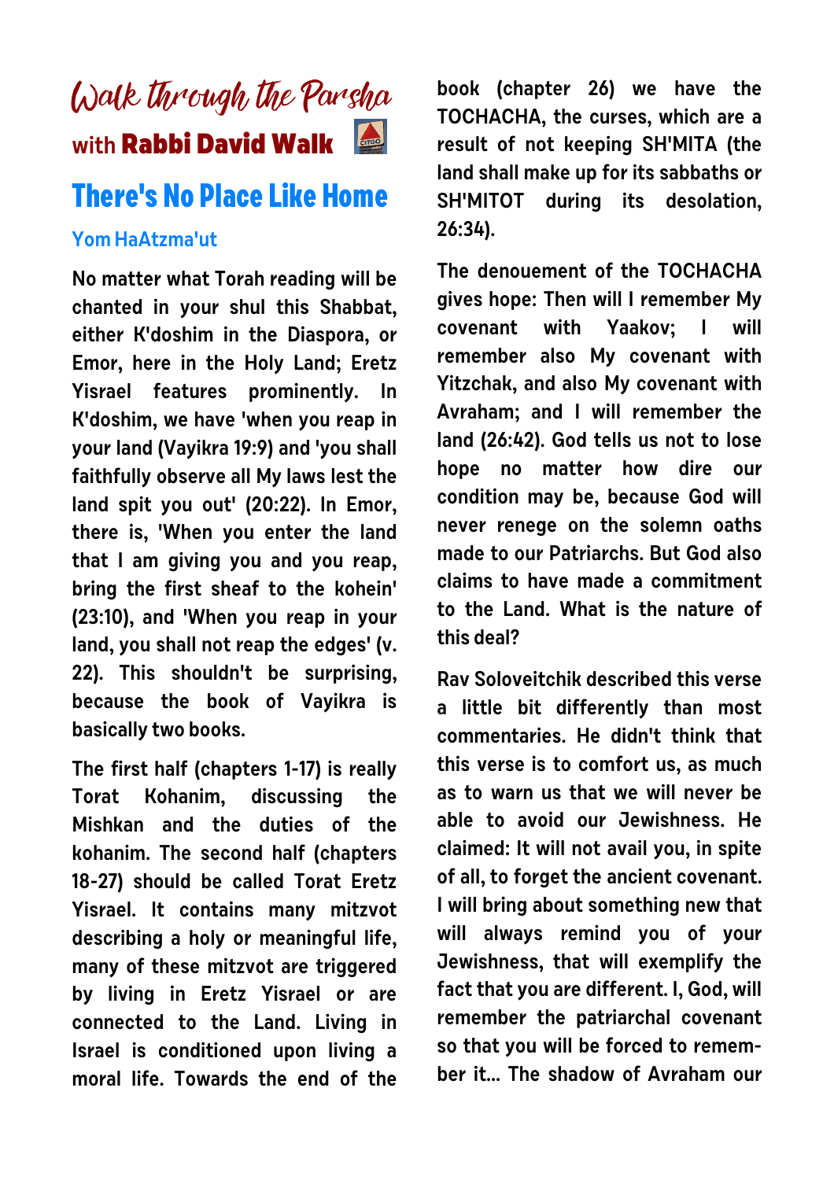# Walk through the Parsha

with **Rabbi David Walk**

## There's No Place Like Home

### Yom HaAtzma'ut

No matter what Torah reading will be chanted in your shul this Shabbat, either K'doshim in the Diaspora, or Emor, here in the Holy Land; Eretz Yisrael features prominently. In K'doshim, we have 'when you reap in your land (Vayikra 19:9) and 'you shall faithfully observe all My laws lest the land spit you out' (20:22). In Emor, there is, 'When you enter the land that I am giving you and you reap, bring the first sheaf to the kohein' (23:10), and 'When you reap in your land, you shall not reap the edges' (v. 22). This shouldn't be surprising, because the book of Vayikra is basically two books.

The first half (chapters 1-17) is really Torat Kohanim, discussing the Mishkan and the duties of the kohanim. The second half (chapters 18-27) should be called Torat Eretz Yisrael. It contains many mitzvot describing a holy or meaningful life, many of these mitzvot are triggered by living in Eretz Yisrael or are connected to the Land. Living in Israel is conditioned upon living a moral life. Towards the end of the book (chapter 26) we have the TOCHACHA, the curses, which are a result of not keeping SH'MITA (the land shall make up for its sabbaths or SH'MITOT during its desolation, 26:34).

The denouement of the TOCHACHA gives hope: Then will I remember My covenant with Yaakov; I will remember also My covenant with Yitzchak, and also My covenant with Avraham; and I will remember the land (26:42). God tells us not to lose hope no matter how dire our condition may be, because God will never renege on the solemn oaths made to our Patriarchs. But God also claims to have made a commitment to the Land. What is the nature of this deal?

Rav Soloveitchik described this verse a little bit differently than most commentaries. He didn't think that this verse is to comfort us, as much as to warn us that we will never be able to avoid our Jewishness. He claimed: It will not avail you, in spite of all, to forget the ancient covenant. I will bring about something new that will always remind you of your Jewishness, that will exemplify the fact that you are different. I, God, will remember the patriarchal covenant so that you will be forced to remember it... The shadow of Avraham our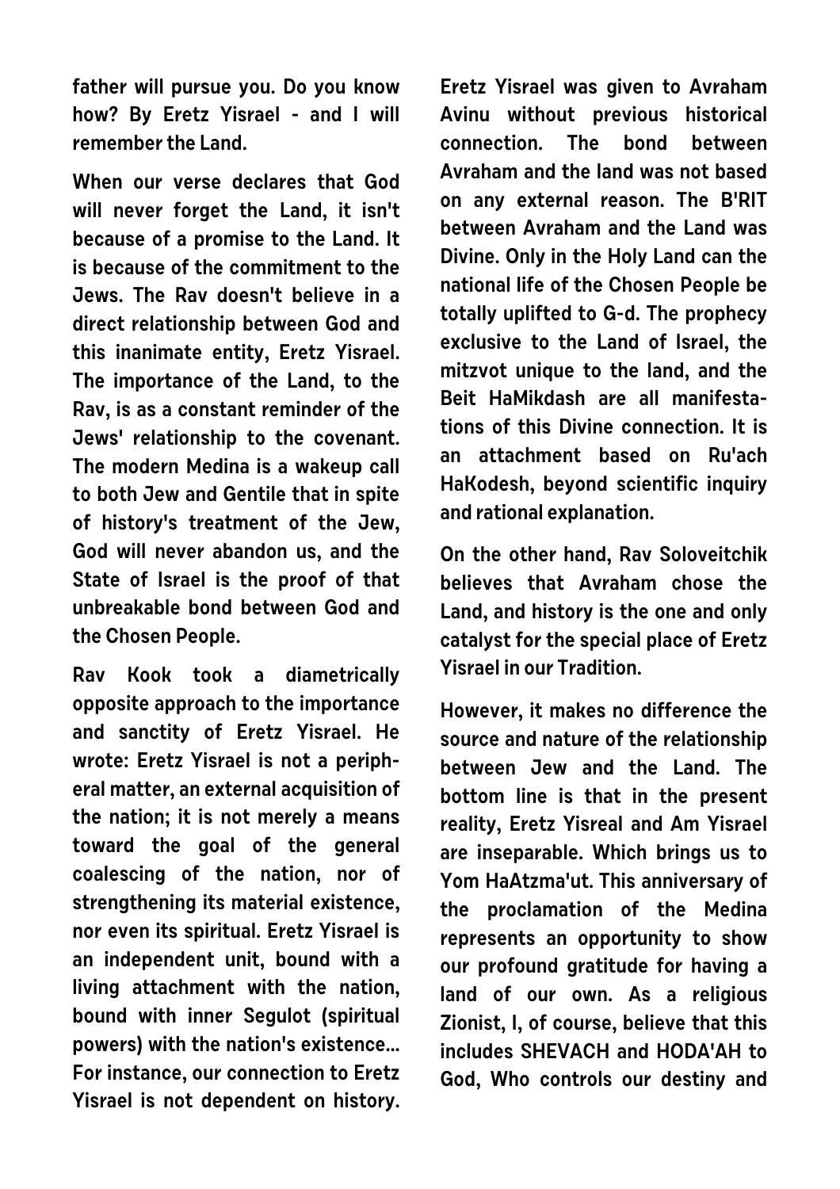father will pursue you. Do you know how? By Eretz Yisrael - and I will remember the Land.

When our verse declares that God will never forget the Land, it isn't because of a promise to the Land. It is because of the commitment to the Jews. The Rav doesn't believe in a direct relationship between God and this inanimate entity, Eretz Yisrael. The importance of the Land, to the Rav, is as a constant reminder of the Jews' relationship to the covenant. The modern Medina is a wakeup call to both Jew and Gentile that in spite of history's treatment of the Jew, God will never abandon us, and the State of Israel is the proof of that unbreakable bond between God and the Chosen People.

Rav Kook took a diametrically opposite approach to the importance and sanctity of Eretz Yisrael. He wrote: Eretz Yisrael is not a peripheral matter, an external acquisition of the nation; it is not merely a means toward the goal of the general coalescing of the nation, nor of strengthening its material existence, nor even its spiritual. Eretz Yisrael is an independent unit, bound with a living attachment with the nation, bound with inner Segulot (spiritual powers) with the nation's existence... For instance, our connection to Eretz Yisrael is not dependent on history. Eretz Yisrael was given to Avraham Avinu without previous historical connection. The bond between Avraham and the land was not based on any external reason. The B'RIT between Avraham and the Land was Divine. Only in the Holy Land can the national life of the Chosen People be totally uplifted to G-d. The prophecy exclusive to the Land of Israel, the mitzvot unique to the land, and the Beit HaMikdash are all manifestations of this Divine connection. It is an attachment based on Ru'ach HaKodesh, beyond scientific inquiry and rational explanation.

On the other hand, Rav Soloveitchik believes that Avraham chose the Land, and history is the one and only catalyst for the special place of Eretz Yisrael in our Tradition.

However, it makes no difference the source and nature of the relationship between Jew and the Land. The bottom line is that in the present reality, Eretz Yisreal and Am Yisrael are inseparable. Which brings us to Yom HaAtzma'ut. This anniversary of the proclamation of the Medina represents an opportunity to show our profound gratitude for having a land of our own. As a religious Zionist, I, of course, believe that this includes SHEVACH and HODA'AH to God, Who controls our destiny and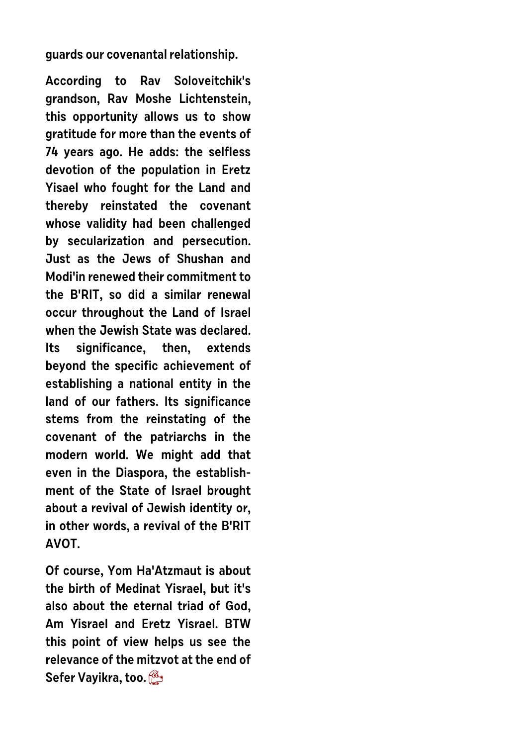guards our covenantal relationship.

According to Rav Soloveitchik's grandson, Rav Moshe Lichtenstein, this opportunity allows us to show gratitude for more than the events of 74 years ago. He adds: the selfless devotion of the population in Eretz Yisael who fought for the Land and thereby reinstated the covenant whose validity had been challenged by secularization and persecution. Just as the Jews of Shushan and Modi'in renewed their commitment to the B'RIT, so did a similar renewal occur throughout the Land of Israel when the Jewish State was declared. Its significance, then, extends beyond the specific achievement of establishing a national entity in the land of our fathers. Its significance stems from the reinstating of the covenant of the patriarchs in the modern world. We might add that even in the Diaspora, the establishment of the State of Israel brought about a revival of Jewish identity or, in other words, a revival of the B'RIT AVOT.

Of course, Yom Ha'Atzmaut is about the birth of Medinat Yisrael, but it's also about the eternal triad of God, Am Yisrael and Eretz Yisrael. BTW this point of view helps us see the relevance of the mitzvot at the end of Sefer Vayikra, too.